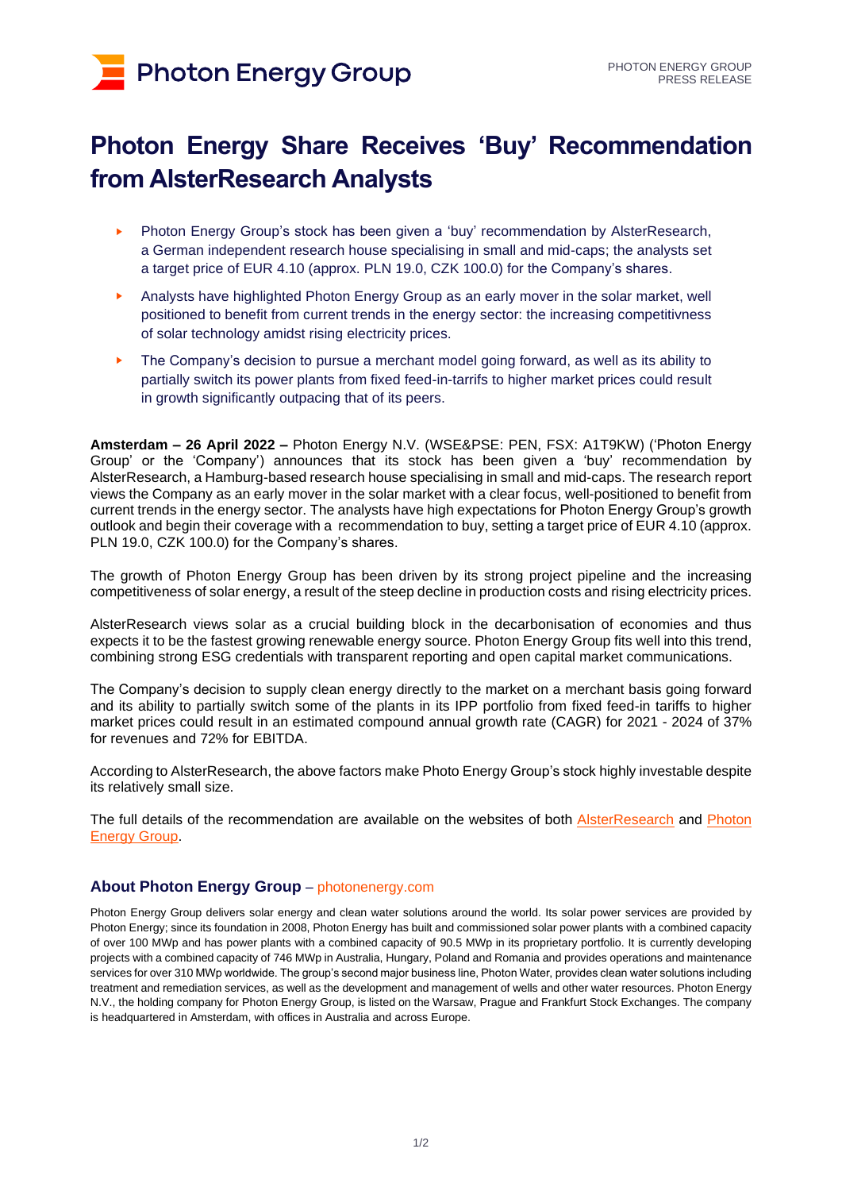# Photon Energy Share Receives 'Buy' Recommendation from AlsterResearch Analysts

- Photon Energy Group's stock has been given a 'buy' recommendation by AlsterResearch, a German independent research house specialising in small and mid-caps; the analysts set a target price of EUR 4.10 (approx. PLN 19.0, CZK 100.0) for the Company's shares.
- Analysts have highlighted Photon Energy Group as an early mover in the solar market, well positioned to benefit from current trends in the energy sector: the increasing competitivness of solar technology amidst rising electricity prices.
- The Company's decision to pursue a merchant model going forward, as well as its ability to partially switch its power plants from fixed feed-in-tarrifs to higher market prices could result in growth significantly outpacing that of its peers.

**Amsterdam – 26 April 2022 –** Photon Energy N.V. (WSE&PSE: PEN, FSX: A1T9KW) ('Photon Energy Group' or the 'Company') announces that its stock has been given a 'buy' recommendation by AlsterResearch, a Hamburg-based research house specialising in small and mid-caps. The research report views the Company as an early mover in the solar market with a clear focus, well-positioned to benefit from current trends in the energy sector. The analysts have high expectations for Photon Energy Group's growth outlook and begin their coverage with a recommendation to buy, setting a target price of EUR 4.10 (approx. PLN 19.0, CZK 100.0) for the Company's shares.

The growth of Photon Energy Group has been driven by its strong project pipeline and the increasing competitiveness of solar energy, a result of the steep decline in production costs and rising electricity prices.

AlsterResearch views solar as a crucial building block in the decarbonisation of economies and thus expects it to be the fastest growing renewable energy source. Photon Energy Group fits well into this trend, combining strong ESG credentials with transparent reporting and open capital market communications.

The Company's decision to supply clean energy directly to the market on a merchant basis going forward and its ability to partially switch some of the plants in its IPP portfolio from fixed feed-in tariffs to higher market prices could result in an estimated compound annual growth rate (CAGR) for 2021 - 2024 of 37% for revenues and 72% for EBITDA.

According to AlsterResearch, the above factors make Photo Energy Group's stock highly investable despite its relatively small size.

The full details of the recommendation are available on the websites of both AlsterResearch and Photon Energy Group.

### About Photon Energy Group – photonenergy.com

Photon Energy Group delivers solar energy and clean water solutions around the world. Its solar power services are provided by Photon Energy; since its foundation in 2008, Photon Energy has built and commissioned solar power plants with a combined capacity of over 100 MWp and has power plants with a combined capacity of 90.5 MWp in its proprietary portfolio. It is currently developing projects with a combined capacity of 746 MWp in Australia, Hungary, Poland and Romania and provides operations and maintenance services for over 310 MWp worldwide. The group's second major business line, Photon Water, provides clean water solutions including treatment and remediation services, as well as the development and management of wells and other water resources. Photon Energy N.V., the holding company for Photon Energy Group, is listed on the Warsaw, Prague and Frankfurt Stock Exchanges. The company is headquartered in Amsterdam, with offices in Australia and across Europe.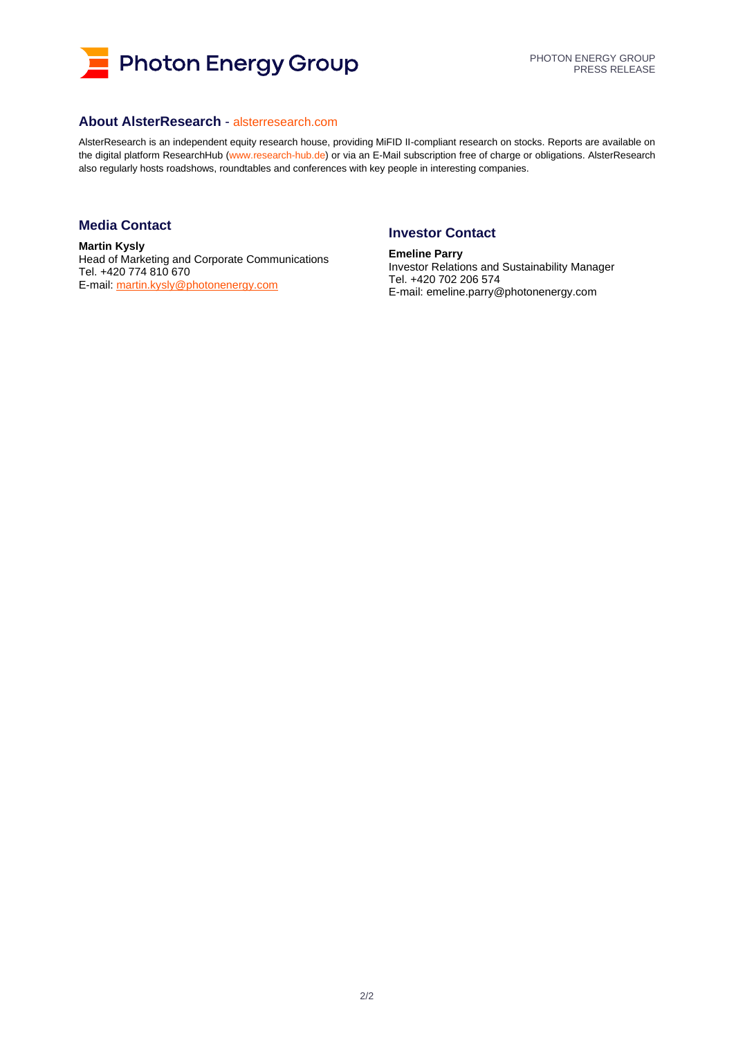## About AlsterResearch - alsterresearch.com

AlsterResearch is an independent equity research house, providing MiFID II-compliant research on stocks. Reports are available on the digital platform ResearchHub (www.research-hub.de) or via an E-Mail subscription free of charge or obligations. AlsterResearch also regularly hosts roadshows, roundtables and conferences with key people in interesting companies.

## Media Contact

**Martin Kysly**
Head of Marketing and Corporate Communications
Tel. +420 774 810 670
E-mail: martin.kysly@photonenergy.com

## Investor Contact

**Emeline Parry**
Investor Relations and Sustainability Manager
Tel. +420 702 206 574
E-mail: emeline.parry@photonenergy.com